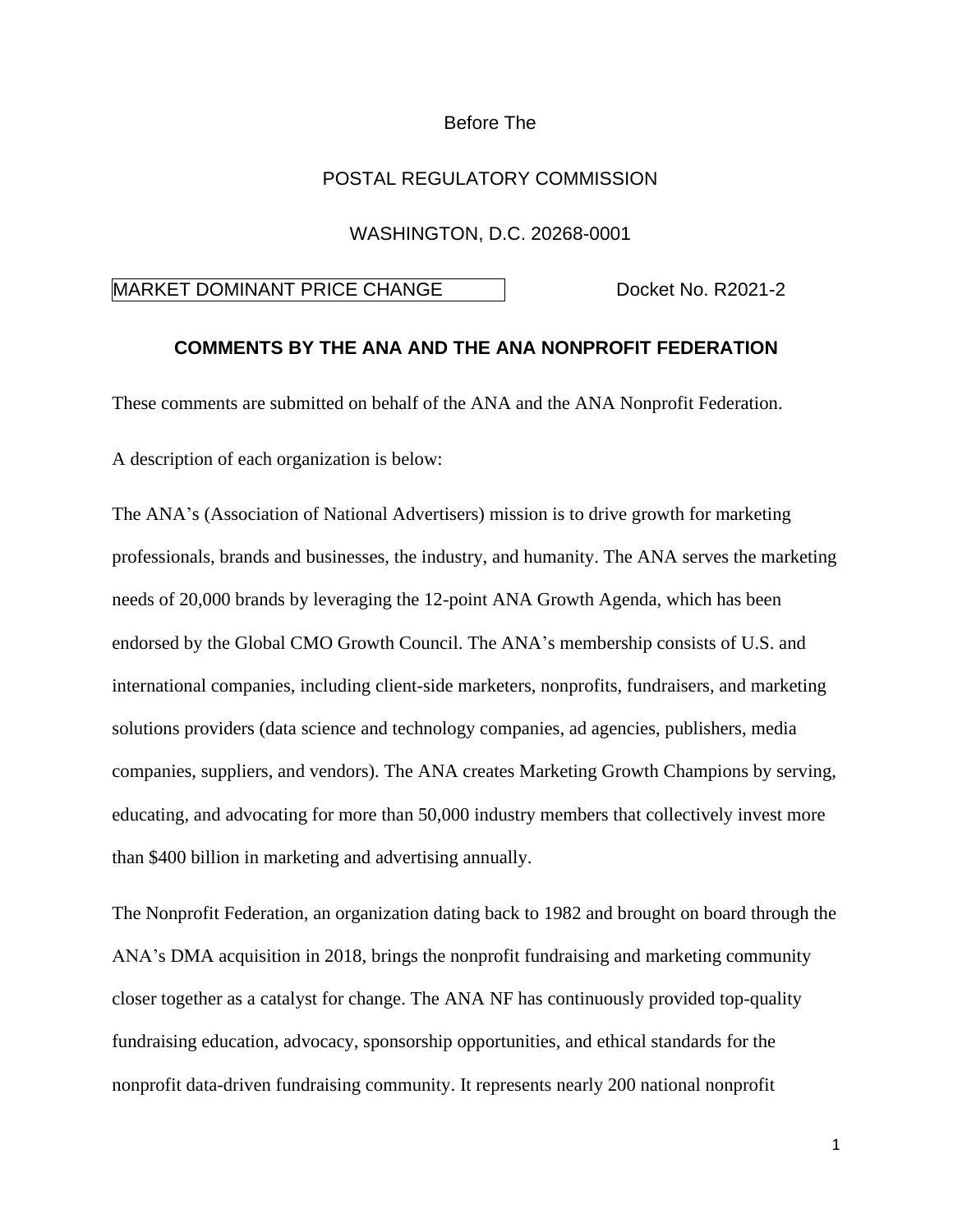Before The

POSTAL REGULATORY COMMISSION

WASHINGTON, D.C. 20268-0001

MARKET DOMINANT PRICE CHANGE Docket No. R2021-2

**COMMENTS BY THE ANA AND THE ANA NONPROFIT FEDERATION**

These comments are submitted on behalf of the ANA and the ANA Nonprofit Federation.

A description of each organization is below:

The ANA's (Association of National Advertisers) mission is to drive growth for marketing professionals, brands and businesses, the industry, and humanity. The ANA serves the marketing needs of 20,000 brands by leveraging the 12-point ANA Growth Agenda, which has been endorsed by the Global CMO Growth Council. The ANA's membership consists of U.S. and international companies, including client-side marketers, nonprofits, fundraisers, and marketing solutions providers (data science and technology companies, ad agencies, publishers, media companies, suppliers, and vendors). The ANA creates Marketing Growth Champions by serving, educating, and advocating for more than 50,000 industry members that collectively invest more than $400 billion in marketing and advertising annually.

The Nonprofit Federation, an organization dating back to 1982 and brought on board through the ANA's DMA acquisition in 2018, brings the nonprofit fundraising and marketing community closer together as a catalyst for change. The ANA NF has continuously provided top-quality fundraising education, advocacy, sponsorship opportunities, and ethical standards for the nonprofit data-driven fundraising community. It represents nearly 200 national nonprofit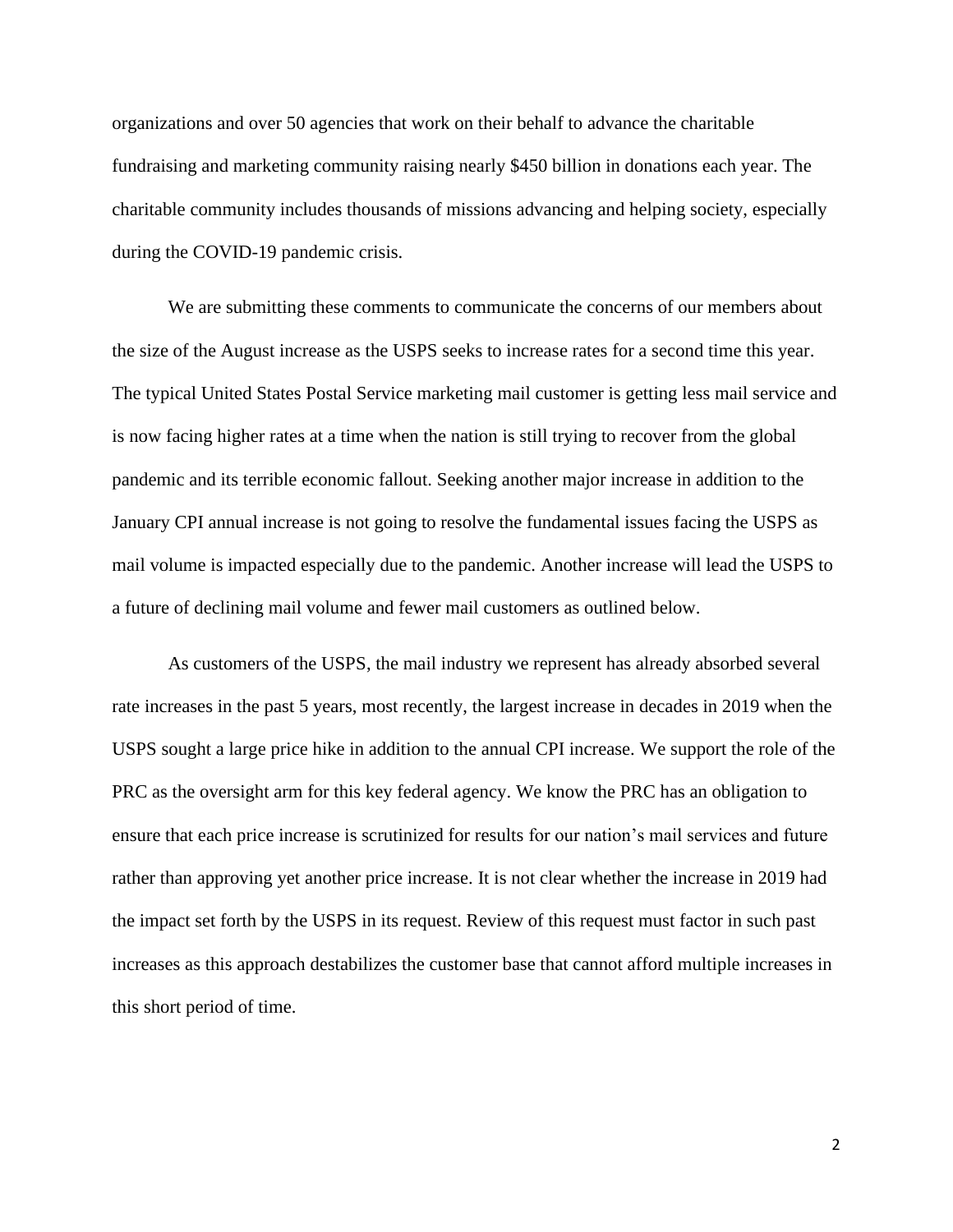organizations and over 50 agencies that work on their behalf to advance the charitable fundraising and marketing community raising nearly $450 billion in donations each year. The charitable community includes thousands of missions advancing and helping society, especially during the COVID-19 pandemic crisis.

We are submitting these comments to communicate the concerns of our members about the size of the August increase as the USPS seeks to increase rates for a second time this year. The typical United States Postal Service marketing mail customer is getting less mail service and is now facing higher rates at a time when the nation is still trying to recover from the global pandemic and its terrible economic fallout. Seeking another major increase in addition to the January CPI annual increase is not going to resolve the fundamental issues facing the USPS as mail volume is impacted especially due to the pandemic. Another increase will lead the USPS to a future of declining mail volume and fewer mail customers as outlined below.

As customers of the USPS, the mail industry we represent has already absorbed several rate increases in the past 5 years, most recently, the largest increase in decades in 2019 when the USPS sought a large price hike in addition to the annual CPI increase. We support the role of the PRC as the oversight arm for this key federal agency. We know the PRC has an obligation to ensure that each price increase is scrutinized for results for our nation's mail services and future rather than approving yet another price increase. It is not clear whether the increase in 2019 had the impact set forth by the USPS in its request. Review of this request must factor in such past increases as this approach destabilizes the customer base that cannot afford multiple increases in this short period of time.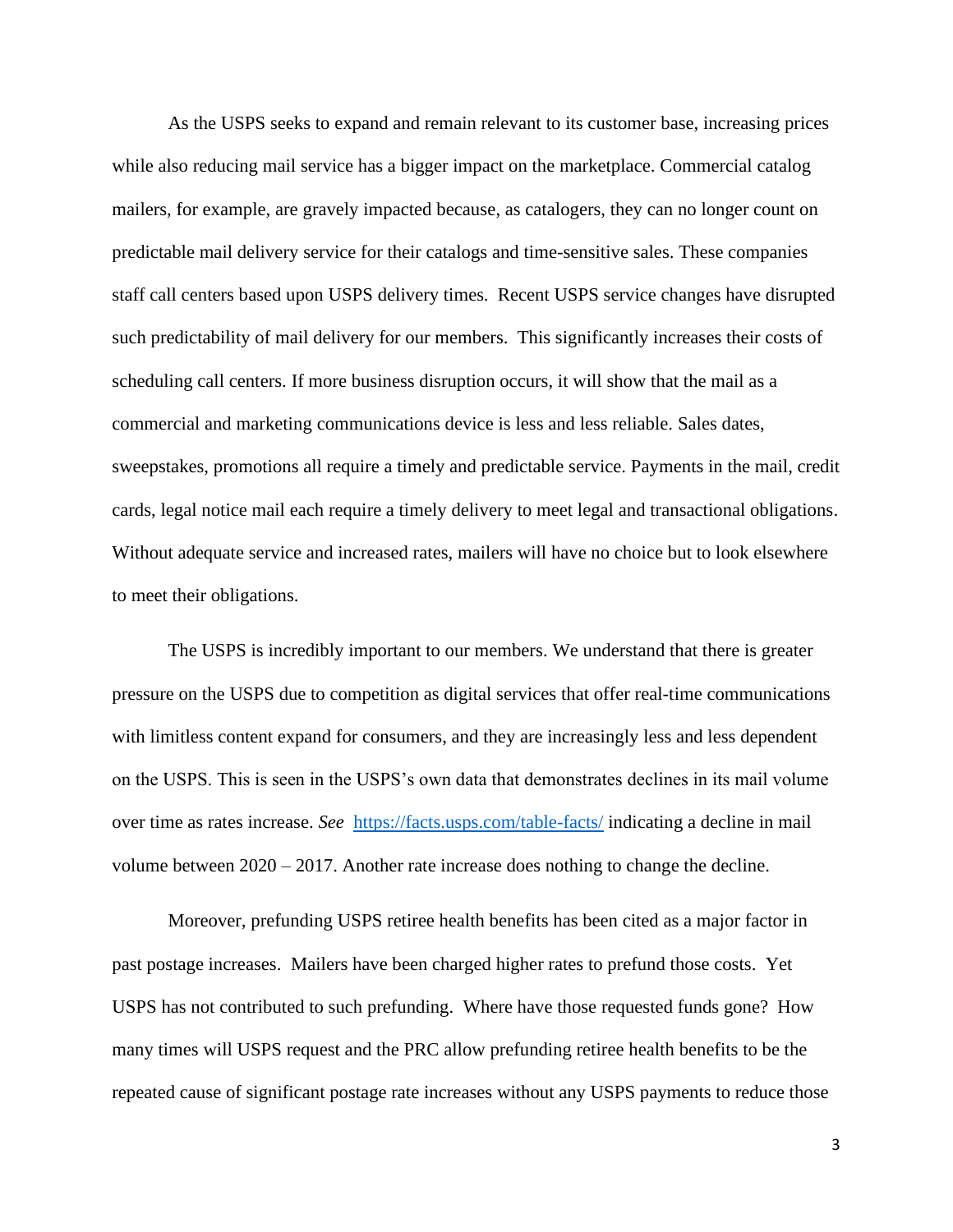As the USPS seeks to expand and remain relevant to its customer base, increasing prices while also reducing mail service has a bigger impact on the marketplace. Commercial catalog mailers, for example, are gravely impacted because, as catalogers, they can no longer count on predictable mail delivery service for their catalogs and time-sensitive sales. These companies staff call centers based upon USPS delivery times. Recent USPS service changes have disrupted such predictability of mail delivery for our members. This significantly increases their costs of scheduling call centers. If more business disruption occurs, it will show that the mail as a commercial and marketing communications device is less and less reliable. Sales dates, sweepstakes, promotions all require a timely and predictable service. Payments in the mail, credit cards, legal notice mail each require a timely delivery to meet legal and transactional obligations. Without adequate service and increased rates, mailers will have no choice but to look elsewhere to meet their obligations.

The USPS is incredibly important to our members. We understand that there is greater pressure on the USPS due to competition as digital services that offer real-time communications with limitless content expand for consumers, and they are increasingly less and less dependent on the USPS. This is seen in the USPS's own data that demonstrates declines in its mail volume over time as rates increase. *See* [https://facts.usps.com/table-facts/](https://facts.usps.com/table-facts/) indicating a decline in mail volume between 2020 – 2017. Another rate increase does nothing to change the decline.

Moreover, prefunding USPS retiree health benefits has been cited as a major factor in past postage increases. Mailers have been charged higher rates to prefund those costs. Yet USPS has not contributed to such prefunding. Where have those requested funds gone? How many times will USPS request and the PRC allow prefunding retiree health benefits to be the repeated cause of significant postage rate increases without any USPS payments to reduce those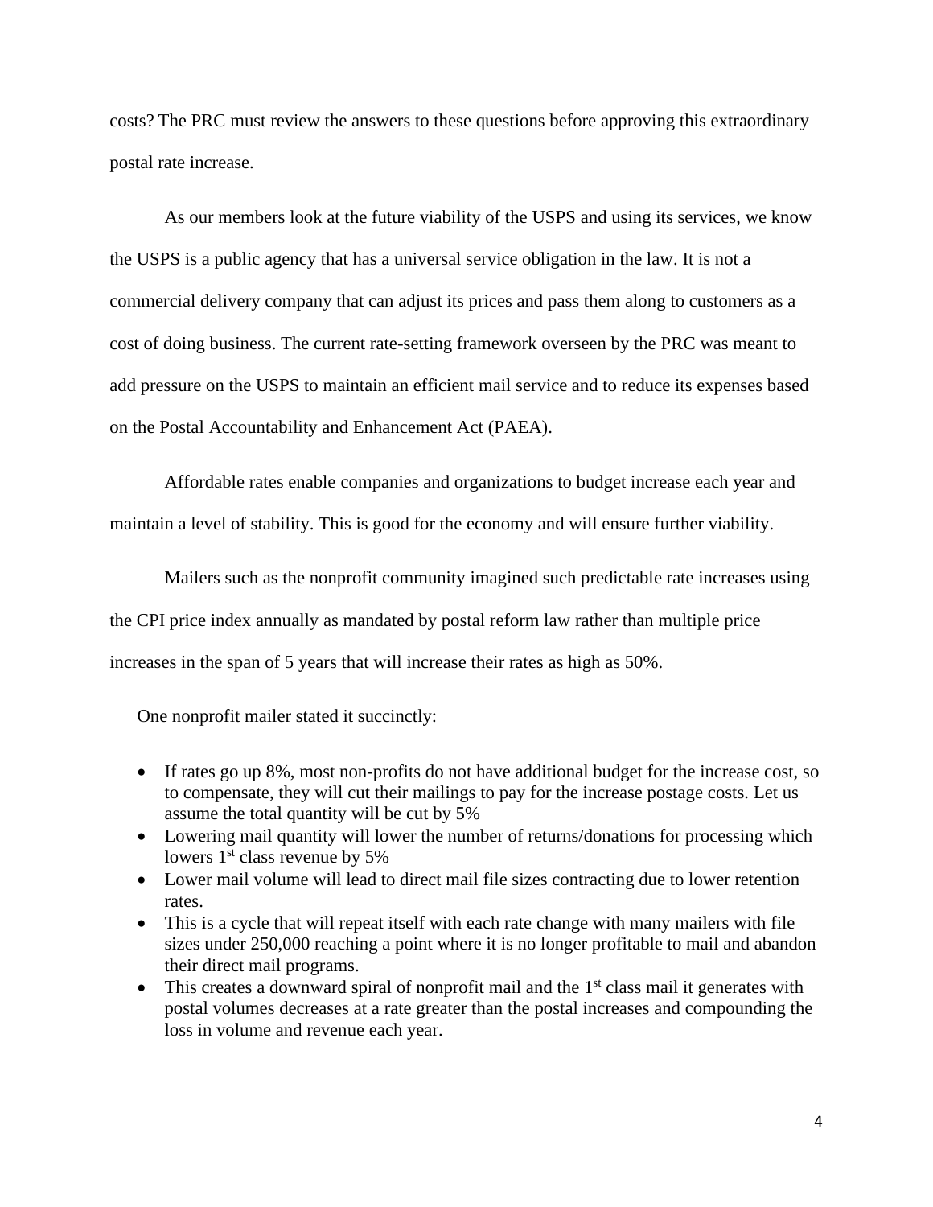costs? The PRC must review the answers to these questions before approving this extraordinary postal rate increase.

As our members look at the future viability of the USPS and using its services, we know the USPS is a public agency that has a universal service obligation in the law. It is not a commercial delivery company that can adjust its prices and pass them along to customers as a cost of doing business. The current rate-setting framework overseen by the PRC was meant to add pressure on the USPS to maintain an efficient mail service and to reduce its expenses based on the Postal Accountability and Enhancement Act (PAEA).

Affordable rates enable companies and organizations to budget increase each year and maintain a level of stability. This is good for the economy and will ensure further viability.

Mailers such as the nonprofit community imagined such predictable rate increases using the CPI price index annually as mandated by postal reform law rather than multiple price increases in the span of 5 years that will increase their rates as high as 50%.

One nonprofit mailer stated it succinctly:

- If rates go up 8%, most non-profits do not have additional budget for the increase cost, so to compensate, they will cut their mailings to pay for the increase postage costs. Let us assume the total quantity will be cut by 5%
- Lowering mail quantity will lower the number of returns/donations for processing which lowers 1st class revenue by 5%
- Lower mail volume will lead to direct mail file sizes contracting due to lower retention rates.
- This is a cycle that will repeat itself with each rate change with many mailers with file sizes under 250,000 reaching a point where it is no longer profitable to mail and abandon their direct mail programs.
- This creates a downward spiral of nonprofit mail and the 1st class mail it generates with postal volumes decreases at a rate greater than the postal increases and compounding the loss in volume and revenue each year.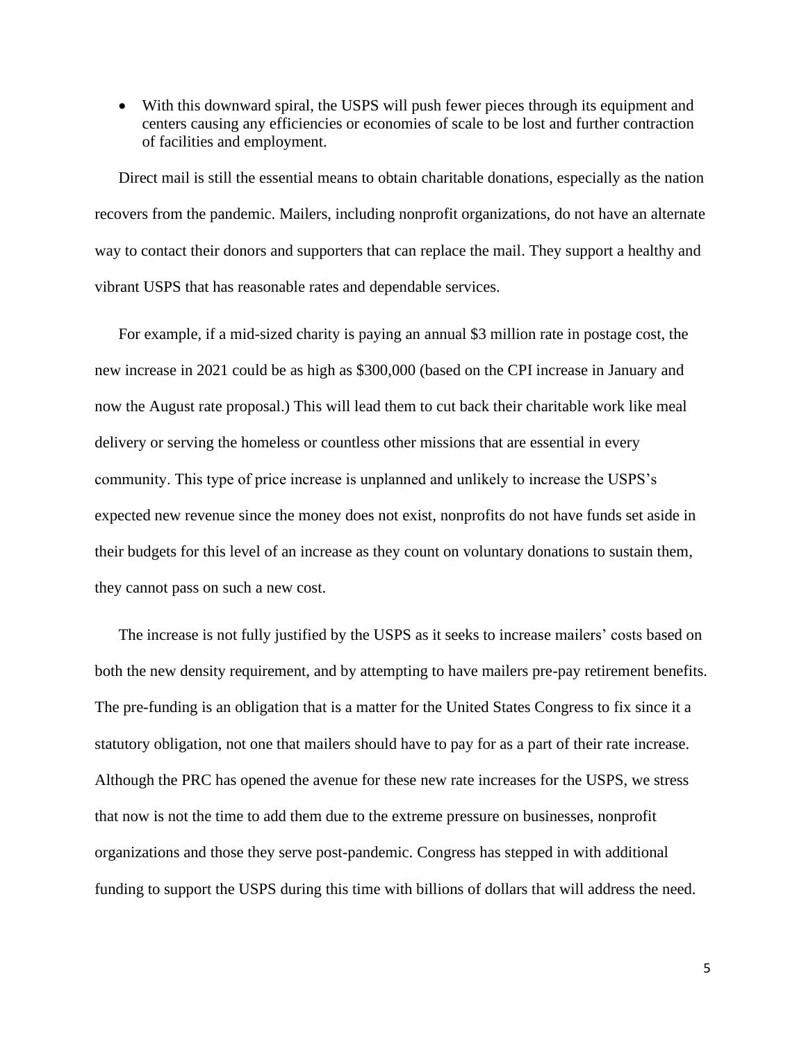- With this downward spiral, the USPS will push fewer pieces through its equipment and centers causing any efficiencies or economies of scale to be lost and further contraction of facilities and employment.

Direct mail is still the essential means to obtain charitable donations, especially as the nation recovers from the pandemic. Mailers, including nonprofit organizations, do not have an alternate way to contact their donors and supporters that can replace the mail. They support a healthy and vibrant USPS that has reasonable rates and dependable services.

For example, if a mid-sized charity is paying an annual $3 million rate in postage cost, the new increase in 2021 could be as high as $300,000 (based on the CPI increase in January and now the August rate proposal.) This will lead them to cut back their charitable work like meal delivery or serving the homeless or countless other missions that are essential in every community. This type of price increase is unplanned and unlikely to increase the USPS's expected new revenue since the money does not exist, nonprofits do not have funds set aside in their budgets for this level of an increase as they count on voluntary donations to sustain them, they cannot pass on such a new cost.

The increase is not fully justified by the USPS as it seeks to increase mailers' costs based on both the new density requirement, and by attempting to have mailers pre-pay retirement benefits. The pre-funding is an obligation that is a matter for the United States Congress to fix since it a statutory obligation, not one that mailers should have to pay for as a part of their rate increase. Although the PRC has opened the avenue for these new rate increases for the USPS, we stress that now is not the time to add them due to the extreme pressure on businesses, nonprofit organizations and those they serve post-pandemic. Congress has stepped in with additional funding to support the USPS during this time with billions of dollars that will address the need.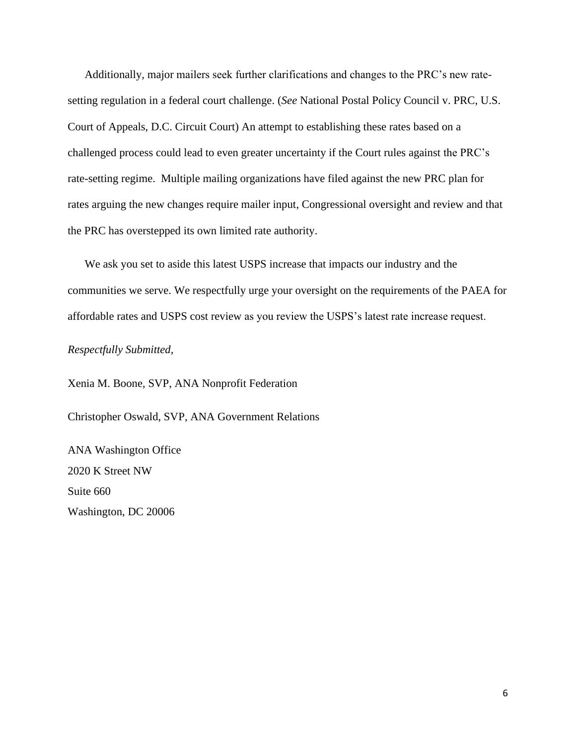Additionally, major mailers seek further clarifications and changes to the PRC's new rate-setting regulation in a federal court challenge. (*See* National Postal Policy Council v. PRC, U.S. Court of Appeals, D.C. Circuit Court) An attempt to establishing these rates based on a challenged process could lead to even greater uncertainty if the Court rules against the PRC's rate-setting regime. Multiple mailing organizations have filed against the new PRC plan for rates arguing the new changes require mailer input, Congressional oversight and review and that the PRC has overstepped its own limited rate authority.

We ask you set to aside this latest USPS increase that impacts our industry and the communities we serve. We respectfully urge your oversight on the requirements of the PAEA for affordable rates and USPS cost review as you review the USPS's latest rate increase request.

*Respectfully Submitted,*

Xenia M. Boone, SVP, ANA Nonprofit Federation

Christopher Oswald, SVP, ANA Government Relations

ANA Washington Office
2020 K Street NW
Suite 660
Washington, DC 20006